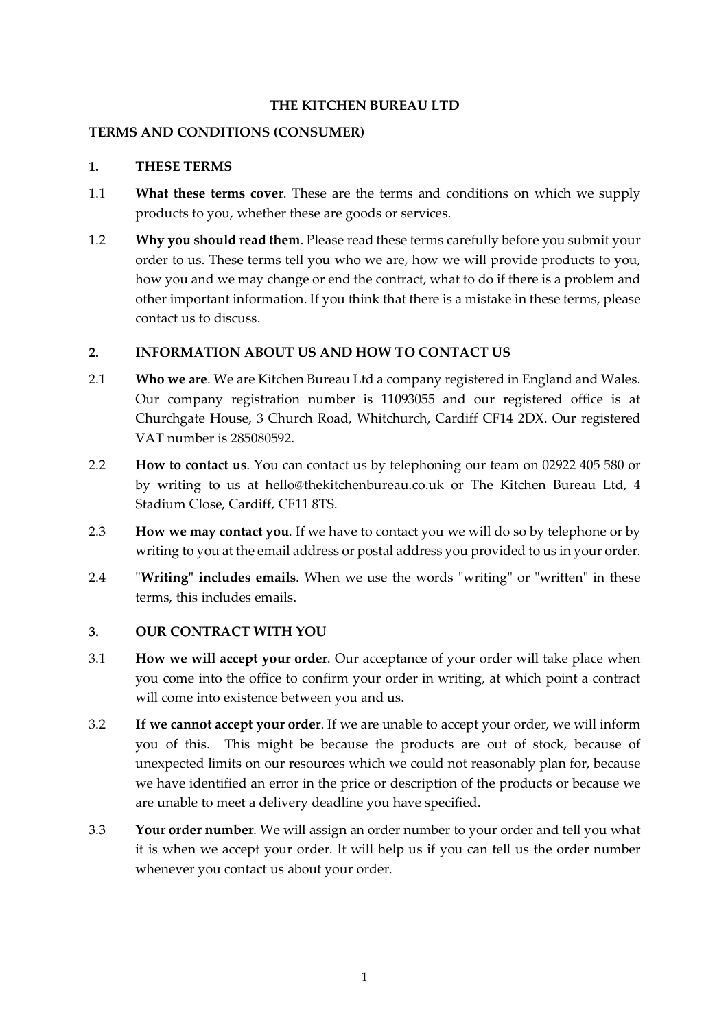# THE KITCHEN BUREAU LTD

## TERMS AND CONDITIONS (CONSUMER)

### 1. THESE TERMS

1.1 **What these terms cover**. These are the terms and conditions on which we supply products to you, whether these are goods or services.

1.2 **Why you should read them**. Please read these terms carefully before you submit your order to us. These terms tell you who we are, how we will provide products to you, how you and we may change or end the contract, what to do if there is a problem and other important information. If you think that there is a mistake in these terms, please contact us to discuss.

### 2. INFORMATION ABOUT US AND HOW TO CONTACT US

2.1 **Who we are**. We are Kitchen Bureau Ltd a company registered in England and Wales. Our company registration number is 11093055 and our registered office is at Churchgate House, 3 Church Road, Whitchurch, Cardiff CF14 2DX. Our registered VAT number is 285080592.

2.2 **How to contact us**. You can contact us by telephoning our team on 02922 405 580 or by writing to us at hello@thekitchenbureau.co.uk or The Kitchen Bureau Ltd, 4 Stadium Close, Cardiff, CF11 8TS.

2.3 **How we may contact you**. If we have to contact you we will do so by telephone or by writing to you at the email address or postal address you provided to us in your order.

2.4 **"Writing" includes emails**. When we use the words "writing" or "written" in these terms, this includes emails.

### 3. OUR CONTRACT WITH YOU

3.1 **How we will accept your order**. Our acceptance of your order will take place when you come into the office to confirm your order in writing, at which point a contract will come into existence between you and us.

3.2 **If we cannot accept your order**. If we are unable to accept your order, we will inform you of this. This might be because the products are out of stock, because of unexpected limits on our resources which we could not reasonably plan for, because we have identified an error in the price or description of the products or because we are unable to meet a delivery deadline you have specified.

3.3 **Your order number**. We will assign an order number to your order and tell you what it is when we accept your order. It will help us if you can tell us the order number whenever you contact us about your order.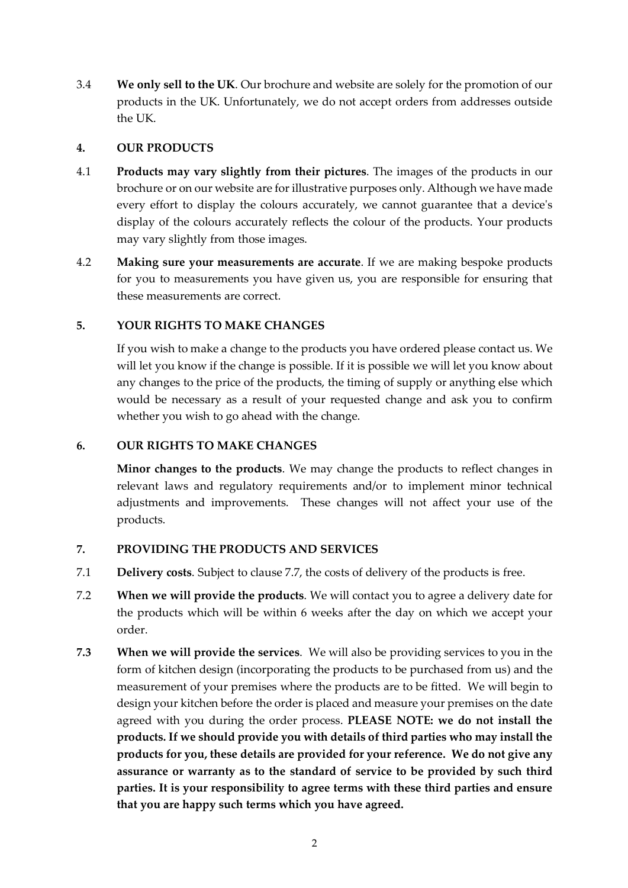3.4 **We only sell to the UK**. Our brochure and website are solely for the promotion of our products in the UK. Unfortunately, we do not accept orders from addresses outside the UK.

## 4. OUR PRODUCTS

4.1 **Products may vary slightly from their pictures**. The images of the products in our brochure or on our website are for illustrative purposes only. Although we have made every effort to display the colours accurately, we cannot guarantee that a device's display of the colours accurately reflects the colour of the products. Your products may vary slightly from those images.

4.2 **Making sure your measurements are accurate**. If we are making bespoke products for you to measurements you have given us, you are responsible for ensuring that these measurements are correct.

## 5. YOUR RIGHTS TO MAKE CHANGES

If you wish to make a change to the products you have ordered please contact us. We will let you know if the change is possible. If it is possible we will let you know about any changes to the price of the products, the timing of supply or anything else which would be necessary as a result of your requested change and ask you to confirm whether you wish to go ahead with the change.

## 6. OUR RIGHTS TO MAKE CHANGES

**Minor changes to the products**. We may change the products to reflect changes in relevant laws and regulatory requirements and/or to implement minor technical adjustments and improvements. These changes will not affect your use of the products.

## 7. PROVIDING THE PRODUCTS AND SERVICES

7.1 **Delivery costs**. Subject to clause 7.7, the costs of delivery of the products is free.

7.2 **When we will provide the products**. We will contact you to agree a delivery date for the products which will be within 6 weeks after the day on which we accept your order.

**7.3** **When we will provide the services**. We will also be providing services to you in the form of kitchen design (incorporating the products to be purchased from us) and the measurement of your premises where the products are to be fitted. We will begin to design your kitchen before the order is placed and measure your premises on the date agreed with you during the order process. **PLEASE NOTE: we do not install the products. If we should provide you with details of third parties who may install the products for you, these details are provided for your reference. We do not give any assurance or warranty as to the standard of service to be provided by such third parties. It is your responsibility to agree terms with these third parties and ensure that you are happy such terms which you have agreed.**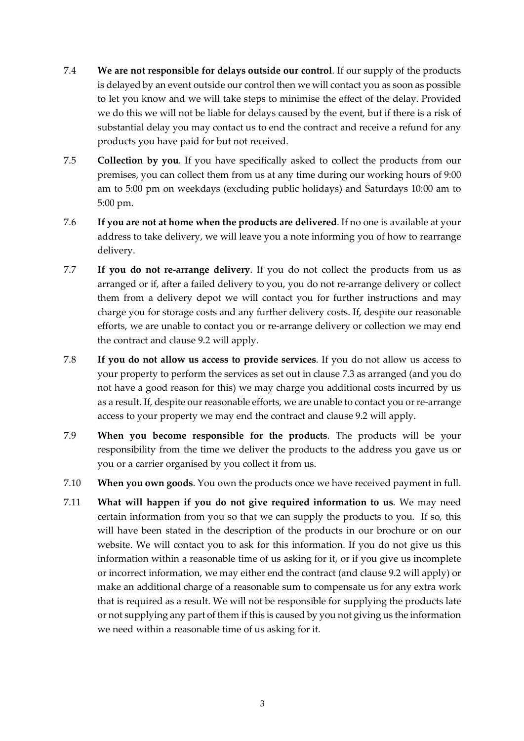7.4 **We are not responsible for delays outside our control**. If our supply of the products is delayed by an event outside our control then we will contact you as soon as possible to let you know and we will take steps to minimise the effect of the delay. Provided we do this we will not be liable for delays caused by the event, but if there is a risk of substantial delay you may contact us to end the contract and receive a refund for any products you have paid for but not received.

7.5 **Collection by you**. If you have specifically asked to collect the products from our premises, you can collect them from us at any time during our working hours of 9:00 am to 5:00 pm on weekdays (excluding public holidays) and Saturdays 10:00 am to 5:00 pm.

7.6 **If you are not at home when the products are delivered**. If no one is available at your address to take delivery, we will leave you a note informing you of how to rearrange delivery.

7.7 **If you do not re-arrange delivery**. If you do not collect the products from us as arranged or if, after a failed delivery to you, you do not re-arrange delivery or collect them from a delivery depot we will contact you for further instructions and may charge you for storage costs and any further delivery costs. If, despite our reasonable efforts, we are unable to contact you or re-arrange delivery or collection we may end the contract and clause 9.2 will apply.

7.8 **If you do not allow us access to provide services**. If you do not allow us access to your property to perform the services as set out in clause 7.3 as arranged (and you do not have a good reason for this) we may charge you additional costs incurred by us as a result. If, despite our reasonable efforts, we are unable to contact you or re-arrange access to your property we may end the contract and clause 9.2 will apply.

7.9 **When you become responsible for the products**. The products will be your responsibility from the time we deliver the products to the address you gave us or you or a carrier organised by you collect it from us.

7.10 **When you own goods**. You own the products once we have received payment in full.

7.11 **What will happen if you do not give required information to us**. We may need certain information from you so that we can supply the products to you. If so, this will have been stated in the description of the products in our brochure or on our website. We will contact you to ask for this information. If you do not give us this information within a reasonable time of us asking for it, or if you give us incomplete or incorrect information, we may either end the contract (and clause 9.2 will apply) or make an additional charge of a reasonable sum to compensate us for any extra work that is required as a result. We will not be responsible for supplying the products late or not supplying any part of them if this is caused by you not giving us the information we need within a reasonable time of us asking for it.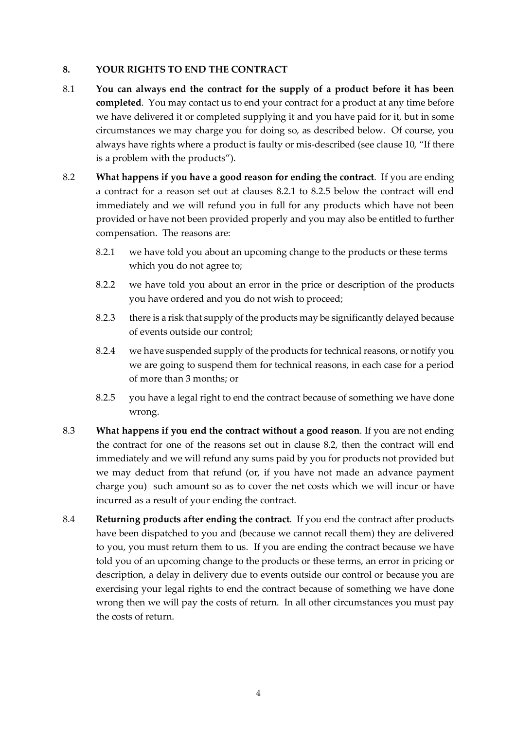## 8. YOUR RIGHTS TO END THE CONTRACT

8.1 **You can always end the contract for the supply of a product before it has been completed**. You may contact us to end your contract for a product at any time before we have delivered it or completed supplying it and you have paid for it, but in some circumstances we may charge you for doing so, as described below. Of course, you always have rights where a product is faulty or mis-described (see clause 10, "If there is a problem with the products").

8.2 **What happens if you have a good reason for ending the contract**. If you are ending a contract for a reason set out at clauses 8.2.1 to 8.2.5 below the contract will end immediately and we will refund you in full for any products which have not been provided or have not been provided properly and you may also be entitled to further compensation. The reasons are:

- 8.2.1 we have told you about an upcoming change to the products or these terms which you do not agree to;
- 8.2.2 we have told you about an error in the price or description of the products you have ordered and you do not wish to proceed;
- 8.2.3 there is a risk that supply of the products may be significantly delayed because of events outside our control;
- 8.2.4 we have suspended supply of the products for technical reasons, or notify you we are going to suspend them for technical reasons, in each case for a period of more than 3 months; or
- 8.2.5 you have a legal right to end the contract because of something we have done wrong.

8.3 **What happens if you end the contract without a good reason**. If you are not ending the contract for one of the reasons set out in clause 8.2, then the contract will end immediately and we will refund any sums paid by you for products not provided but we may deduct from that refund (or, if you have not made an advance payment charge you) such amount so as to cover the net costs which we will incur or have incurred as a result of your ending the contract.

8.4 **Returning products after ending the contract**. If you end the contract after products have been dispatched to you and (because we cannot recall them) they are delivered to you, you must return them to us. If you are ending the contract because we have told you of an upcoming change to the products or these terms, an error in pricing or description, a delay in delivery due to events outside our control or because you are exercising your legal rights to end the contract because of something we have done wrong then we will pay the costs of return. In all other circumstances you must pay the costs of return.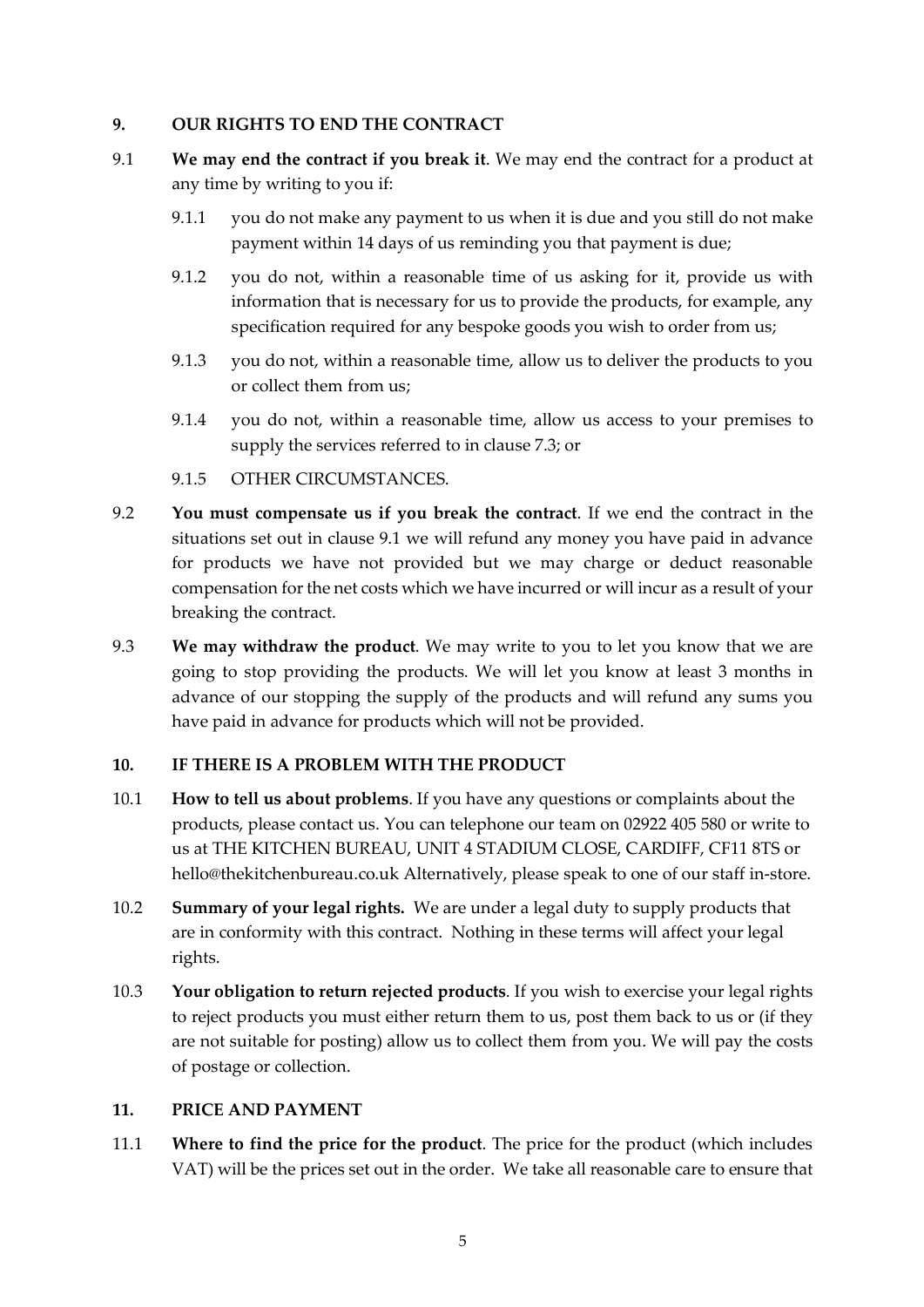## 9. OUR RIGHTS TO END THE CONTRACT

9.1 **We may end the contract if you break it**. We may end the contract for a product at any time by writing to you if:

9.1.1 you do not make any payment to us when it is due and you still do not make payment within 14 days of us reminding you that payment is due;

9.1.2 you do not, within a reasonable time of us asking for it, provide us with information that is necessary for us to provide the products, for example, any specification required for any bespoke goods you wish to order from us;

9.1.3 you do not, within a reasonable time, allow us to deliver the products to you or collect them from us;

9.1.4 you do not, within a reasonable time, allow us access to your premises to supply the services referred to in clause 7.3; or

9.1.5 OTHER CIRCUMSTANCES.

9.2 **You must compensate us if you break the contract**. If we end the contract in the situations set out in clause 9.1 we will refund any money you have paid in advance for products we have not provided but we may charge or deduct reasonable compensation for the net costs which we have incurred or will incur as a result of your breaking the contract.

9.3 **We may withdraw the product**. We may write to you to let you know that we are going to stop providing the products. We will let you know at least 3 months in advance of our stopping the supply of the products and will refund any sums you have paid in advance for products which will not be provided.

## 10. IF THERE IS A PROBLEM WITH THE PRODUCT

10.1 **How to tell us about problems**. If you have any questions or complaints about the products, please contact us. You can telephone our team on 02922 405 580 or write to us at THE KITCHEN BUREAU, UNIT 4 STADIUM CLOSE, CARDIFF, CF11 8TS or hello@thekitchenbureau.co.uk Alternatively, please speak to one of our staff in-store.

10.2 **Summary of your legal rights.** We are under a legal duty to supply products that are in conformity with this contract. Nothing in these terms will affect your legal rights.

10.3 **Your obligation to return rejected products**. If you wish to exercise your legal rights to reject products you must either return them to us, post them back to us or (if they are not suitable for posting) allow us to collect them from you. We will pay the costs of postage or collection.

## 11. PRICE AND PAYMENT

11.1 **Where to find the price for the product**. The price for the product (which includes VAT) will be the prices set out in the order. We take all reasonable care to ensure that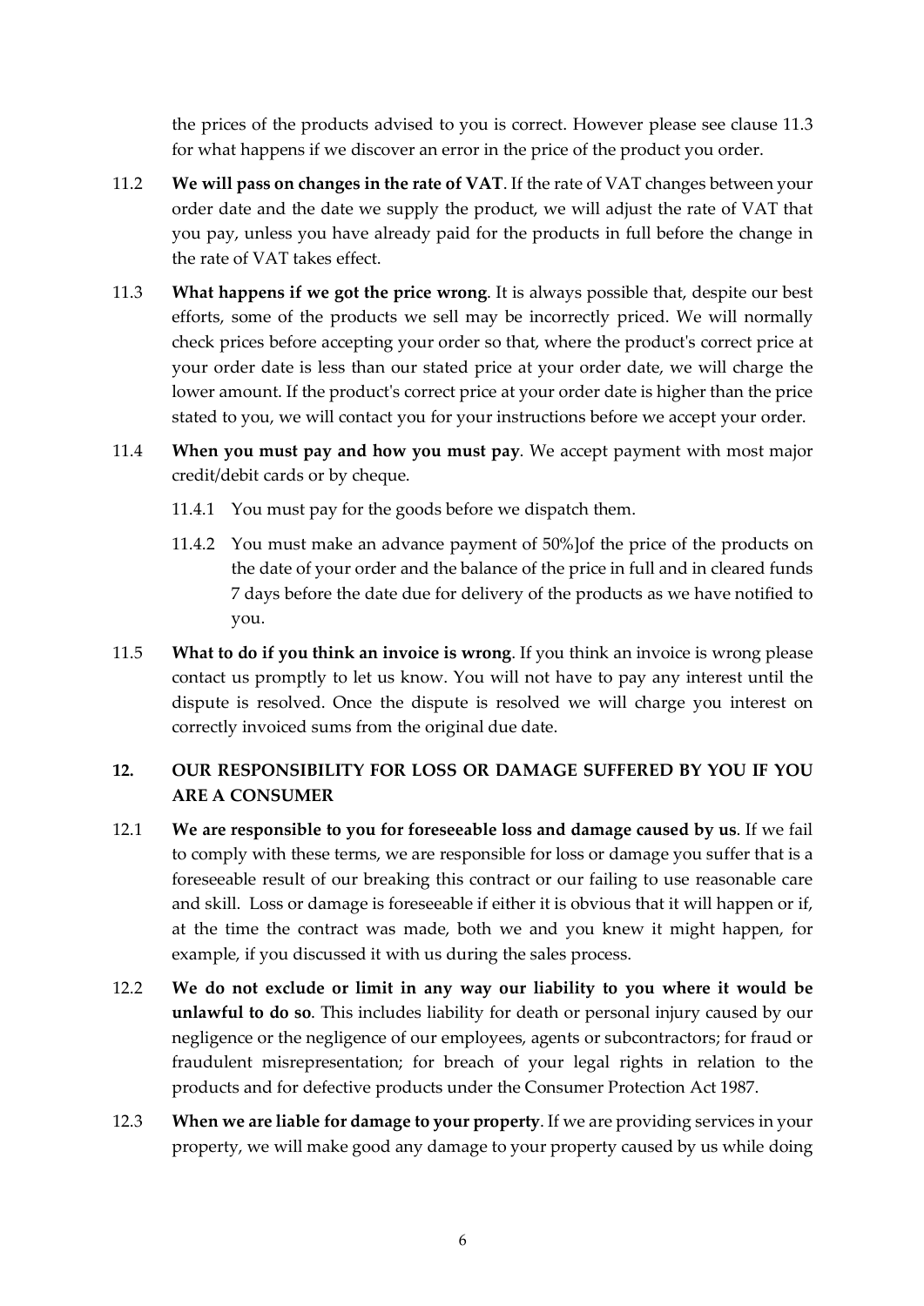the prices of the products advised to you is correct. However please see clause 11.3 for what happens if we discover an error in the price of the product you order.

11.2 **We will pass on changes in the rate of VAT**. If the rate of VAT changes between your order date and the date we supply the product, we will adjust the rate of VAT that you pay, unless you have already paid for the products in full before the change in the rate of VAT takes effect.

11.3 **What happens if we got the price wrong**. It is always possible that, despite our best efforts, some of the products we sell may be incorrectly priced. We will normally check prices before accepting your order so that, where the product's correct price at your order date is less than our stated price at your order date, we will charge the lower amount. If the product's correct price at your order date is higher than the price stated to you, we will contact you for your instructions before we accept your order.

11.4 **When you must pay and how you must pay**. We accept payment with most major credit/debit cards or by cheque.

11.4.1 You must pay for the goods before we dispatch them.

11.4.2 You must make an advance payment of 50%]of the price of the products on the date of your order and the balance of the price in full and in cleared funds 7 days before the date due for delivery of the products as we have notified to you.

11.5 **What to do if you think an invoice is wrong**. If you think an invoice is wrong please contact us promptly to let us know. You will not have to pay any interest until the dispute is resolved. Once the dispute is resolved we will charge you interest on correctly invoiced sums from the original due date.

## 12. OUR RESPONSIBILITY FOR LOSS OR DAMAGE SUFFERED BY YOU IF YOU ARE A CONSUMER

12.1 **We are responsible to you for foreseeable loss and damage caused by us**. If we fail to comply with these terms, we are responsible for loss or damage you suffer that is a foreseeable result of our breaking this contract or our failing to use reasonable care and skill. Loss or damage is foreseeable if either it is obvious that it will happen or if, at the time the contract was made, both we and you knew it might happen, for example, if you discussed it with us during the sales process.

12.2 **We do not exclude or limit in any way our liability to you where it would be unlawful to do so**. This includes liability for death or personal injury caused by our negligence or the negligence of our employees, agents or subcontractors; for fraud or fraudulent misrepresentation; for breach of your legal rights in relation to the products and for defective products under the Consumer Protection Act 1987.

12.3 **When we are liable for damage to your property**. If we are providing services in your property, we will make good any damage to your property caused by us while doing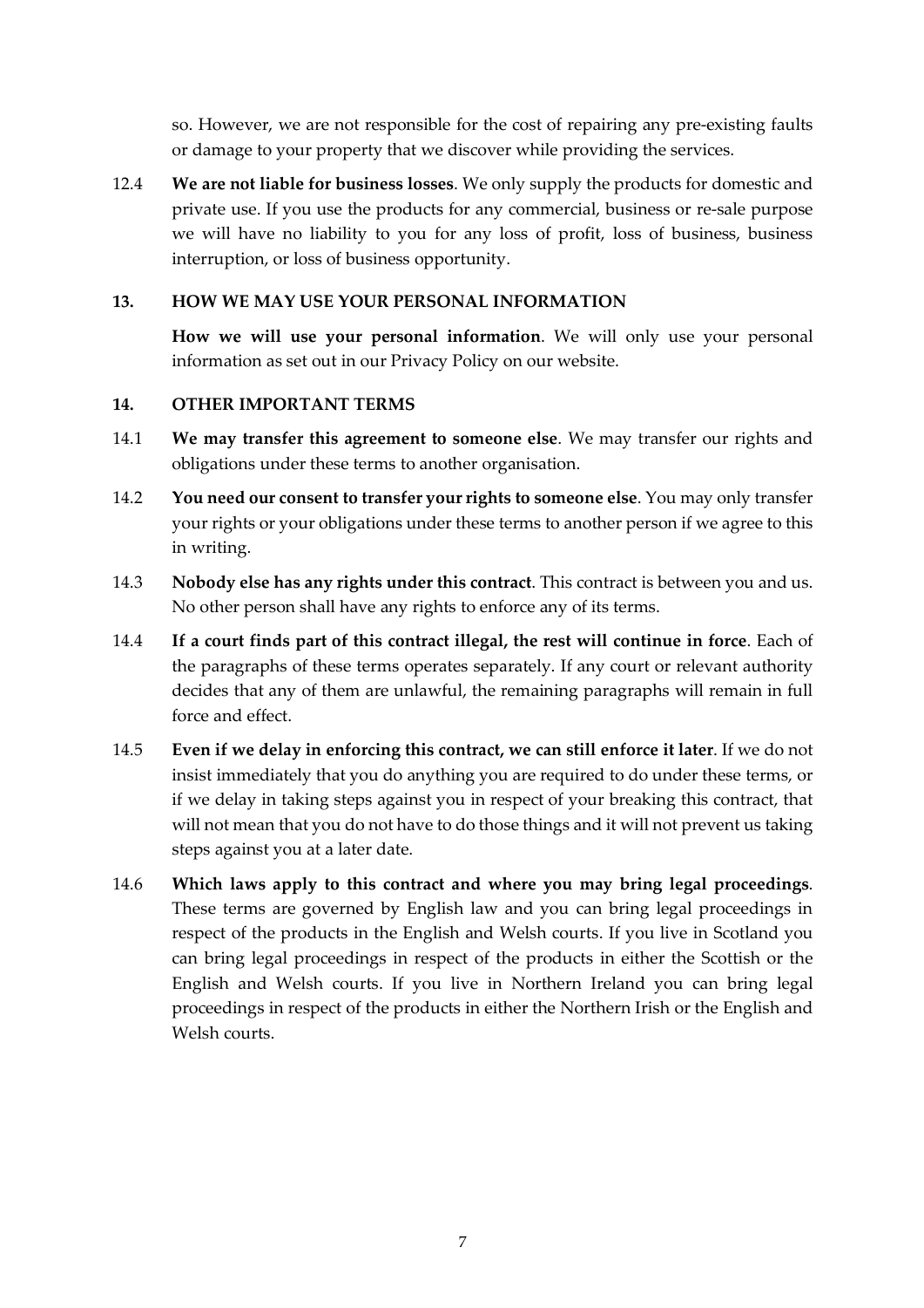so. However, we are not responsible for the cost of repairing any pre-existing faults or damage to your property that we discover while providing the services.

12.4 **We are not liable for business losses**. We only supply the products for domestic and private use. If you use the products for any commercial, business or re-sale purpose we will have no liability to you for any loss of profit, loss of business, business interruption, or loss of business opportunity.

## 13. HOW WE MAY USE YOUR PERSONAL INFORMATION

**How we will use your personal information**. We will only use your personal information as set out in our Privacy Policy on our website.

## 14. OTHER IMPORTANT TERMS

14.1 **We may transfer this agreement to someone else**. We may transfer our rights and obligations under these terms to another organisation.

14.2 **You need our consent to transfer your rights to someone else**. You may only transfer your rights or your obligations under these terms to another person if we agree to this in writing.

14.3 **Nobody else has any rights under this contract**. This contract is between you and us. No other person shall have any rights to enforce any of its terms.

14.4 **If a court finds part of this contract illegal, the rest will continue in force**. Each of the paragraphs of these terms operates separately. If any court or relevant authority decides that any of them are unlawful, the remaining paragraphs will remain in full force and effect.

14.5 **Even if we delay in enforcing this contract, we can still enforce it later**. If we do not insist immediately that you do anything you are required to do under these terms, or if we delay in taking steps against you in respect of your breaking this contract, that will not mean that you do not have to do those things and it will not prevent us taking steps against you at a later date.

14.6 **Which laws apply to this contract and where you may bring legal proceedings**. These terms are governed by English law and you can bring legal proceedings in respect of the products in the English and Welsh courts. If you live in Scotland you can bring legal proceedings in respect of the products in either the Scottish or the English and Welsh courts. If you live in Northern Ireland you can bring legal proceedings in respect of the products in either the Northern Irish or the English and Welsh courts.